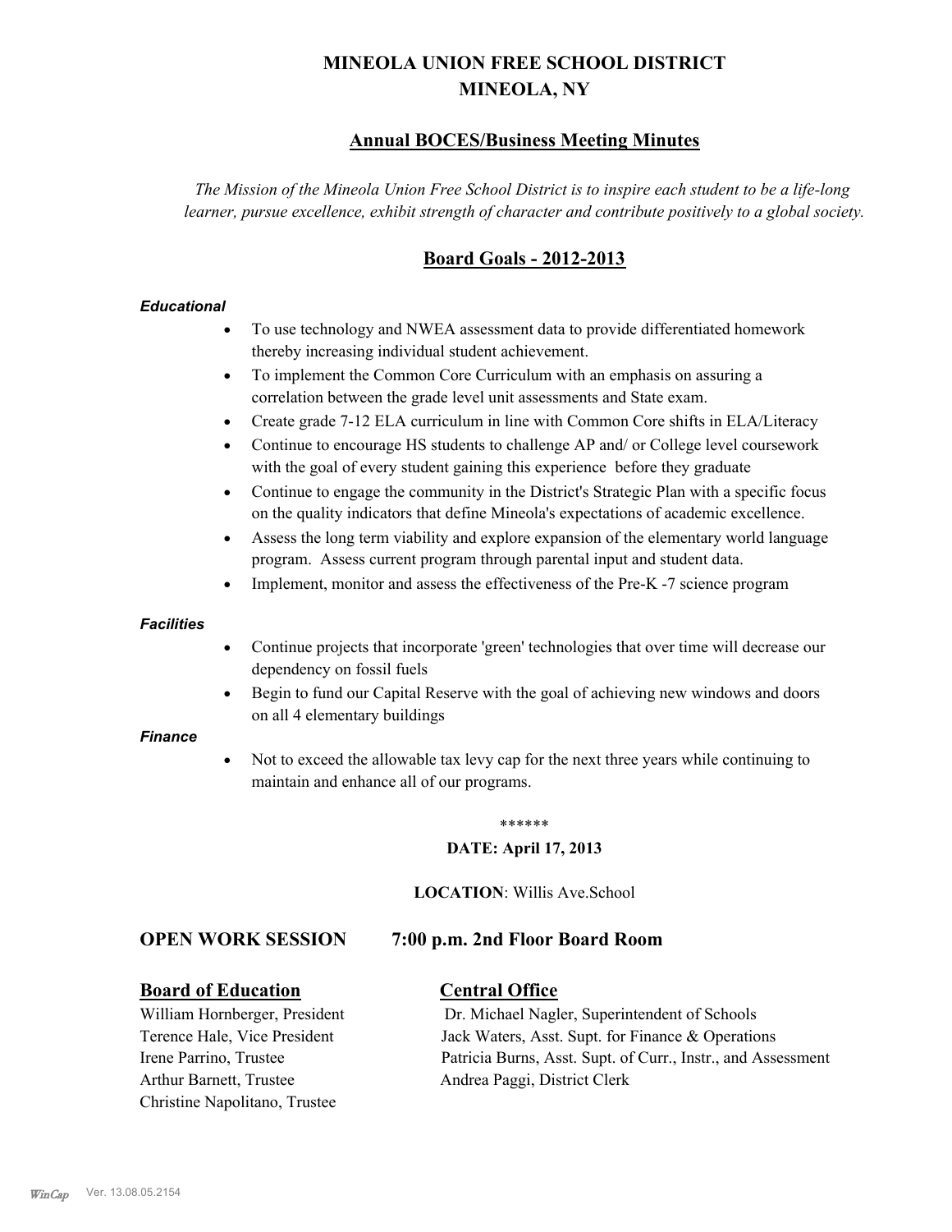# MINEOLA UNION FREE SCHOOL DISTRICT
# MINEOLA, NY

## Annual BOCES/Business Meeting Minutes

*The Mission of the Mineola Union Free School District is to inspire each student to be a life-long learner, pursue excellence, exhibit strength of character and contribute positively to a global society.*

## Board Goals - 2012-2013

***Educational***

- To use technology and NWEA assessment data to provide differentiated homework thereby increasing individual student achievement.
- To implement the Common Core Curriculum with an emphasis on assuring a correlation between the grade level unit assessments and State exam.
- Create grade 7-12 ELA curriculum in line with Common Core shifts in ELA/Literacy
- Continue to encourage HS students to challenge AP and/ or College level coursework with the goal of every student gaining this experience before they graduate
- Continue to engage the community in the District's Strategic Plan with a specific focus on the quality indicators that define Mineola's expectations of academic excellence.
- Assess the long term viability and explore expansion of the elementary world language program. Assess current program through parental input and student data.
- Implement, monitor and assess the effectiveness of the Pre-K -7 science program

***Facilities***

- Continue projects that incorporate 'green' technologies that over time will decrease our dependency on fossil fuels
- Begin to fund our Capital Reserve with the goal of achieving new windows and doors on all 4 elementary buildings

***Finance***

- Not to exceed the allowable tax levy cap for the next three years while continuing to maintain and enhance all of our programs.

******

**DATE: April 17, 2013**

**LOCATION**: Willis Ave.School

**OPEN WORK SESSION 7:00 p.m. 2nd Floor Board Room**

**Board of Education**

William Hornberger, President
Terence Hale, Vice President
Irene Parrino, Trustee
Arthur Barnett, Trustee
Christine Napolitano, Trustee

**Central Office**

Dr. Michael Nagler, Superintendent of Schools
Jack Waters, Asst. Supt. for Finance & Operations
Patricia Burns, Asst. Supt. of Curr., Instr., and Assessment
Andrea Paggi, District Clerk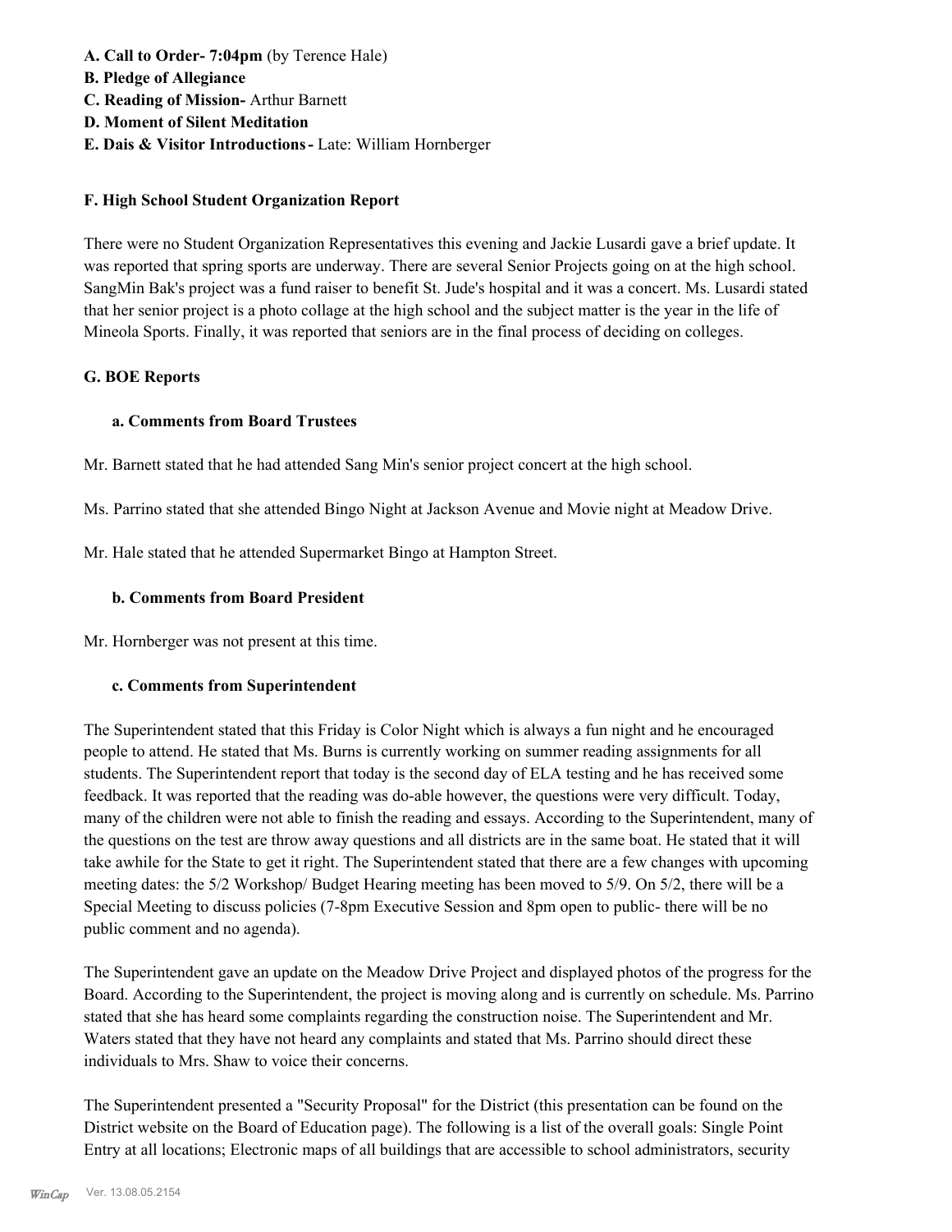**A. Call to Order- 7:04pm** (by Terence Hale)

**B. Pledge of Allegiance**

**C. Reading of Mission-** Arthur Barnett

**D. Moment of Silent Meditation**

**E. Dais & Visitor Introductions -** Late: William Hornberger

**F. High School Student Organization Report**

There were no Student Organization Representatives this evening and Jackie Lusardi gave a brief update. It was reported that spring sports are underway. There are several Senior Projects going on at the high school. SangMin Bak's project was a fund raiser to benefit St. Jude's hospital and it was a concert. Ms. Lusardi stated that her senior project is a photo collage at the high school and the subject matter is the year in the life of Mineola Sports. Finally, it was reported that seniors are in the final process of deciding on colleges.

**G. BOE Reports**

**a. Comments from Board Trustees**

Mr. Barnett stated that he had attended Sang Min's senior project concert at the high school.

Ms. Parrino stated that she attended Bingo Night at Jackson Avenue and Movie night at Meadow Drive.

Mr. Hale stated that he attended Supermarket Bingo at Hampton Street.

**b. Comments from Board President**

Mr. Hornberger was not present at this time.

**c. Comments from Superintendent**

The Superintendent stated that this Friday is Color Night which is always a fun night and he encouraged people to attend. He stated that Ms. Burns is currently working on summer reading assignments for all students. The Superintendent report that today is the second day of ELA testing and he has received some feedback. It was reported that the reading was do-able however, the questions were very difficult. Today, many of the children were not able to finish the reading and essays. According to the Superintendent, many of the questions on the test are throw away questions and all districts are in the same boat. He stated that it will take awhile for the State to get it right. The Superintendent stated that there are a few changes with upcoming meeting dates: the 5/2 Workshop/ Budget Hearing meeting has been moved to 5/9. On 5/2, there will be a Special Meeting to discuss policies (7-8pm Executive Session and 8pm open to public- there will be no public comment and no agenda).

The Superintendent gave an update on the Meadow Drive Project and displayed photos of the progress for the Board. According to the Superintendent, the project is moving along and is currently on schedule. Ms. Parrino stated that she has heard some complaints regarding the construction noise. The Superintendent and Mr. Waters stated that they have not heard any complaints and stated that Ms. Parrino should direct these individuals to Mrs. Shaw to voice their concerns.

The Superintendent presented a "Security Proposal" for the District (this presentation can be found on the District website on the Board of Education page). The following is a list of the overall goals: Single Point Entry at all locations; Electronic maps of all buildings that are accessible to school administrators, security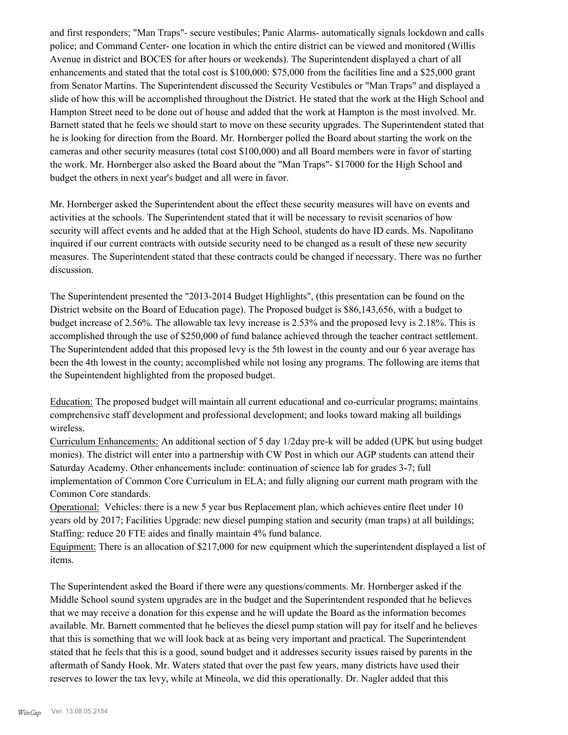and first responders; "Man Traps"- secure vestibules; Panic Alarms- automatically signals lockdown and calls police; and Command Center- one location in which the entire district can be viewed and monitored (Willis Avenue in district and BOCES for after hours or weekends). The Superintendent displayed a chart of all enhancements and stated that the total cost is $100,000: $75,000 from the facilities line and a $25,000 grant from Senator Martins. The Superintendent discussed the Security Vestibules or "Man Traps" and displayed a slide of how this will be accomplished throughout the District. He stated that the work at the High School and Hampton Street need to be done out of house and added that the work at Hampton is the most involved. Mr. Barnett stated that he feels we should start to move on these security upgrades. The Superintendent stated that he is looking for direction from the Board. Mr. Hornberger polled the Board about starting the work on the cameras and other security measures (total cost $100,000) and all Board members were in favor of starting the work. Mr. Hornberger also asked the Board about the "Man Traps"- $17000 for the High School and budget the others in next year's budget and all were in favor.

Mr. Hornberger asked the Superintendent about the effect these security measures will have on events and activities at the schools. The Superintendent stated that it will be necessary to revisit scenarios of how security will affect events and he added that at the High School, students do have ID cards. Ms. Napolitano inquired if our current contracts with outside security need to be changed as a result of these new security measures. The Superintendent stated that these contracts could be changed if necessary. There was no further discussion.

The Superintendent presented the "2013-2014 Budget Highlights", (this presentation can be found on the District website on the Board of Education page). The Proposed budget is $86,143,656, with a budget to budget increase of 2.56%. The allowable tax levy increase is 2.53% and the proposed levy is 2.18%. This is accomplished through the use of $250,000 of fund balance achieved through the teacher contract settlement. The Superintendent added that this proposed levy is the 5th lowest in the county and our 6 year average has been the 4th lowest in the county; accomplished while not losing any programs. The following are items that the Supeintendent highlighted from the proposed budget.

Education: The proposed budget will maintain all current educational and co-curricular programs; maintains comprehensive staff development and professional development; and looks toward making all buildings wireless.
Curriculum Enhancements: An additional section of 5 day 1/2day pre-k will be added (UPK but using budget monies). The district will enter into a partnership with CW Post in which our AGP students can attend their Saturday Academy. Other enhancements include: continuation of science lab for grades 3-7; full implementation of Common Core Curriculum in ELA; and fully aligning our current math program with the Common Core standards.
Operational: Vehicles: there is a new 5 year bus Replacement plan, which achieves entire fleet under 10 years old by 2017; Facilities Upgrade: new diesel pumping station and security (man traps) at all buildings; Staffing: reduce 20 FTE aides and finally maintain 4% fund balance.
Equipment: There is an allocation of $217,000 for new equipment which the superintendent displayed a list of items.

The Superintendent asked the Board if there were any questions/comments. Mr. Hornberger asked if the Middle School sound system upgrades are in the budget and the Superintendent responded that he believes that we may receive a donation for this expense and he will update the Board as the information becomes available. Mr. Barnett commented that he believes the diesel pump station will pay for itself and he believes that this is something that we will look back at as being very important and practical. The Superintendent stated that he feels that this is a good, sound budget and it addresses security issues raised by parents in the aftermath of Sandy Hook. Mr. Waters stated that over the past few years, many districts have used their reserves to lower the tax levy, while at Mineola, we did this operationally. Dr. Nagler added that this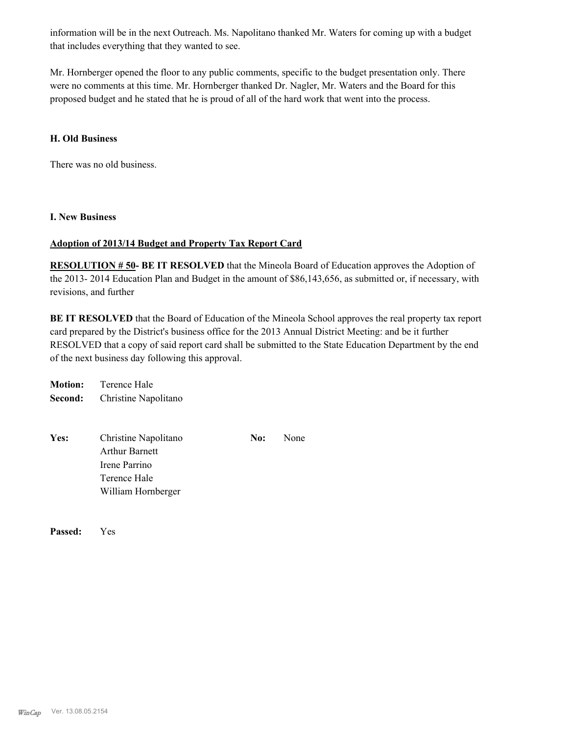information will be in the next Outreach. Ms. Napolitano thanked Mr. Waters for coming up with a budget that includes everything that they wanted to see.

Mr. Hornberger opened the floor to any public comments, specific to the budget presentation only. There were no comments at this time. Mr. Hornberger thanked Dr. Nagler, Mr. Waters and the Board for this proposed budget and he stated that he is proud of all of the hard work that went into the process.

**H. Old Business**

There was no old business.

**I. New Business**

**Adoption of 2013/14 Budget and Property Tax Report Card**

**RESOLUTION # 50- BE IT RESOLVED** that the Mineola Board of Education approves the Adoption of the 2013- 2014 Education Plan and Budget in the amount of $86,143,656, as submitted or, if necessary, with revisions, and further

**BE IT RESOLVED** that the Board of Education of the Mineola School approves the real property tax report card prepared by the District's business office for the 2013 Annual District Meeting: and be it further RESOLVED that a copy of said report card shall be submitted to the State Education Department by the end of the next business day following this approval.

**Motion:** Terence Hale
**Second:** Christine Napolitano

**Yes:** Christine Napolitano
Arthur Barnett
Irene Parrino
Terence Hale
William Hornberger

**No:** None

**Passed:** Yes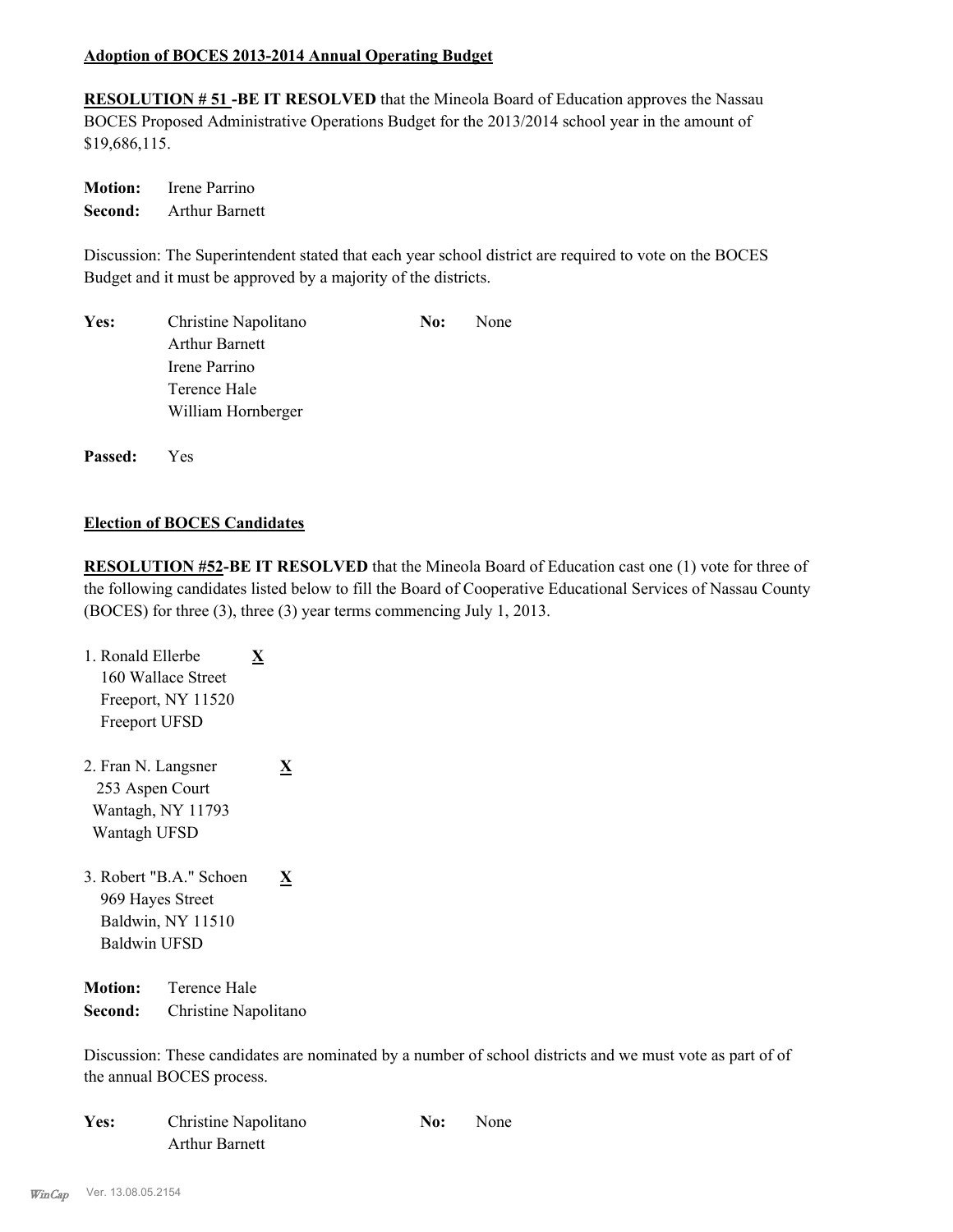**Adoption of BOCES 2013-2014 Annual Operating Budget**

**RESOLUTION # 51 -BE IT RESOLVED** that the Mineola Board of Education approves the Nassau BOCES Proposed Administrative Operations Budget for the 2013/2014 school year in the amount of $19,686,115.

**Motion:** Irene Parrino
**Second:** Arthur Barnett

Discussion: The Superintendent stated that each year school district are required to vote on the BOCES Budget and it must be approved by a majority of the districts.

**Yes:** Christine Napolitano
Arthur Barnett
Irene Parrino
Terence Hale
William Hornberger

**No:** None

**Passed:** Yes

**Election of BOCES Candidates**

**RESOLUTION #52-BE IT RESOLVED** that the Mineola Board of Education cast one (1) vote for three of the following candidates listed below to fill the Board of Cooperative Educational Services of Nassau County (BOCES) for three (3), three (3) year terms commencing July 1, 2013.

1. Ronald Ellerbe **X**
   160 Wallace Street
   Freeport, NY 11520
   Freeport UFSD

2. Fran N. Langsner **X**
   253 Aspen Court
   Wantagh, NY 11793
   Wantagh UFSD

3. Robert "B.A." Schoen **X**
   969 Hayes Street
   Baldwin, NY 11510
   Baldwin UFSD

**Motion:** Terence Hale
**Second:** Christine Napolitano

Discussion: These candidates are nominated by a number of school districts and we must vote as part of of the annual BOCES process.

**Yes:** Christine Napolitano
Arthur Barnett

**No:** None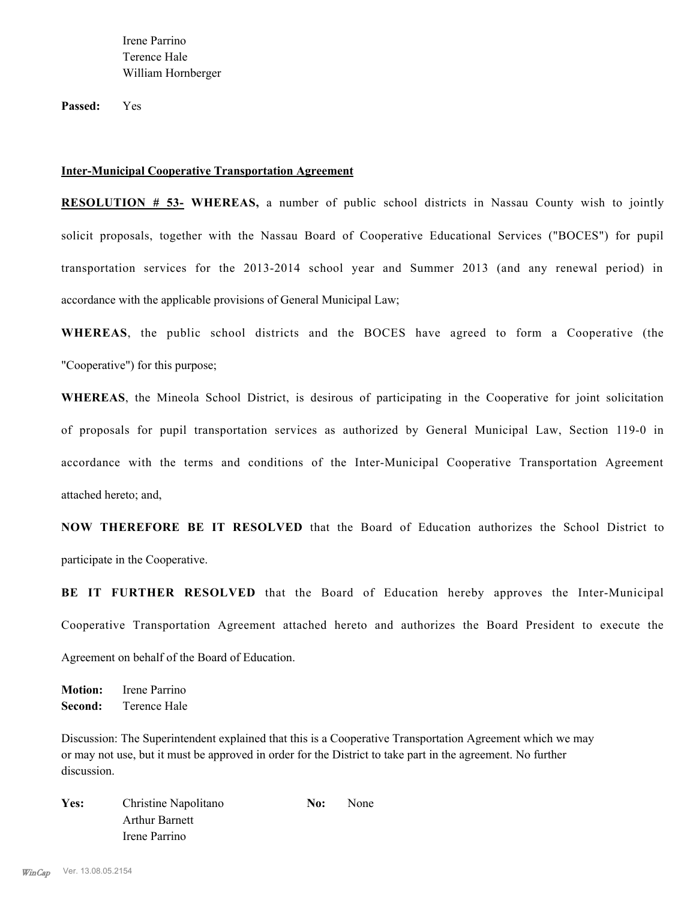Irene Parrino
Terence Hale
William Hornberger

**Passed:** Yes

**Inter-Municipal Cooperative Transportation Agreement**

**RESOLUTION # 53- WHEREAS,** a number of public school districts in Nassau County wish to jointly solicit proposals, together with the Nassau Board of Cooperative Educational Services ("BOCES") for pupil transportation services for the 2013-2014 school year and Summer 2013 (and any renewal period) in accordance with the applicable provisions of General Municipal Law;

**WHEREAS**, the public school districts and the BOCES have agreed to form a Cooperative (the "Cooperative") for this purpose;

**WHEREAS**, the Mineola School District, is desirous of participating in the Cooperative for joint solicitation of proposals for pupil transportation services as authorized by General Municipal Law, Section 119-0 in accordance with the terms and conditions of the Inter-Municipal Cooperative Transportation Agreement attached hereto; and,

**NOW THEREFORE BE IT RESOLVED** that the Board of Education authorizes the School District to participate in the Cooperative.

**BE IT FURTHER RESOLVED** that the Board of Education hereby approves the Inter-Municipal Cooperative Transportation Agreement attached hereto and authorizes the Board President to execute the Agreement on behalf of the Board of Education.

**Motion:** Irene Parrino
**Second:** Terence Hale

Discussion: The Superintendent explained that this is a Cooperative Transportation Agreement which we may or may not use, but it must be approved in order for the District to take part in the agreement. No further discussion.

**Yes:** Christine Napolitano
Arthur Barnett
Irene Parrino

**No:** None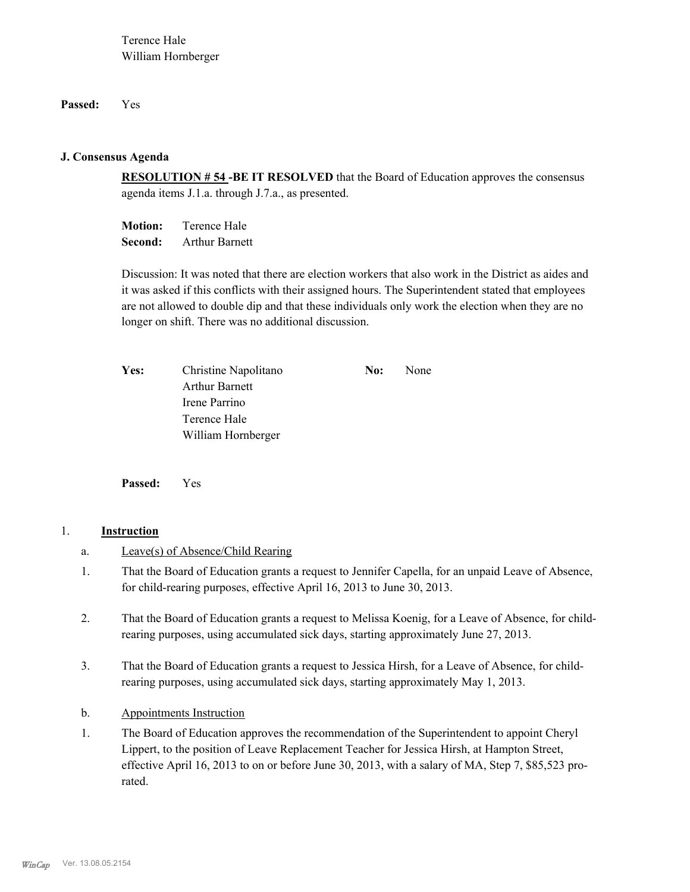Terence Hale
William Hornberger

**Passed:** Yes

### J. Consensus Agenda

**RESOLUTION # 54 -BE IT RESOLVED** that the Board of Education approves the consensus agenda items J.1.a. through J.7.a., as presented.

**Motion:** Terence Hale
**Second:** Arthur Barnett

Discussion: It was noted that there are election workers that also work in the District as aides and it was asked if this conflicts with their assigned hours. The Superintendent stated that employees are not allowed to double dip and that these individuals only work the election when they are no longer on shift. There was no additional discussion.

**Yes:** Christine Napolitano
Arthur Barnett
Irene Parrino
Terence Hale
William Hornberger

**No:** None

**Passed:** Yes

1. **Instruction**

a. Leave(s) of Absence/Child Rearing

1. That the Board of Education grants a request to Jennifer Capella, for an unpaid Leave of Absence, for child-rearing purposes, effective April 16, 2013 to June 30, 2013.

2. That the Board of Education grants a request to Melissa Koenig, for a Leave of Absence, for child-rearing purposes, using accumulated sick days, starting approximately June 27, 2013.

3. That the Board of Education grants a request to Jessica Hirsh, for a Leave of Absence, for child-rearing purposes, using accumulated sick days, starting approximately May 1, 2013.

b. Appointments Instruction

1. The Board of Education approves the recommendation of the Superintendent to appoint Cheryl Lippert, to the position of Leave Replacement Teacher for Jessica Hirsh, at Hampton Street, effective April 16, 2013 to on or before June 30, 2013, with a salary of MA, Step 7, $85,523 pro-rated.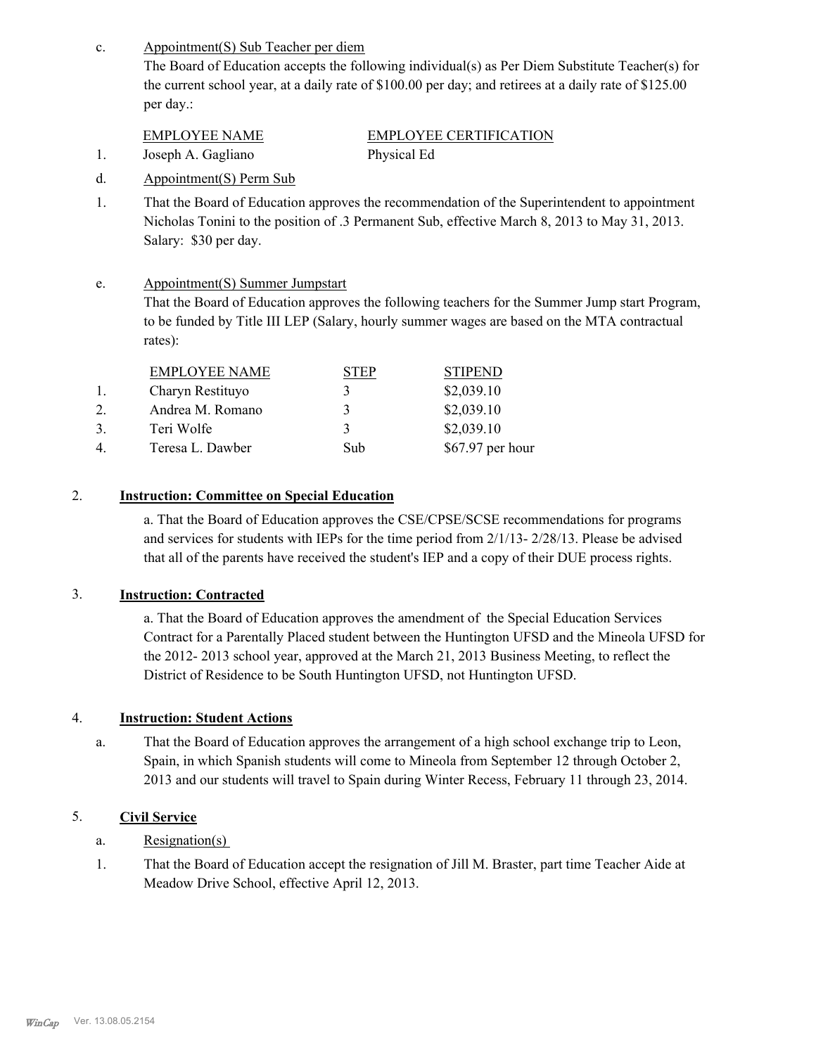c. Appointment(S) Sub Teacher per diem

The Board of Education accepts the following individual(s) as Per Diem Substitute Teacher(s) for the current school year, at a daily rate of $100.00 per day; and retirees at a daily rate of $125.00 per day.:

| | EMPLOYEE NAME | EMPLOYEE CERTIFICATION |
|---|---|---|
| 1. | Joseph A. Gagliano | Physical Ed |

d. Appointment(S) Perm Sub

1. That the Board of Education approves the recommendation of the Superintendent to appointment Nicholas Tonini to the position of .3 Permanent Sub, effective March 8, 2013 to May 31, 2013. Salary: $30 per day.

e. Appointment(S) Summer Jumpstart

That the Board of Education approves the following teachers for the Summer Jump start Program, to be funded by Title III LEP (Salary, hourly summer wages are based on the MTA contractual rates):

| | EMPLOYEE NAME | STEP | STIPEND |
|---|---|---|---|
| 1. | Charyn Restituyo | 3 | $2,039.10 |
| 2. | Andrea M. Romano | 3 | $2,039.10 |
| 3. | Teri Wolfe | 3 | $2,039.10 |
| 4. | Teresa L. Dawber | Sub | $67.97 per hour |

## 2. Instruction: Committee on Special Education

a. That the Board of Education approves the CSE/CPSE/SCSE recommendations for programs and services for students with IEPs for the time period from 2/1/13- 2/28/13. Please be advised that all of the parents have received the student's IEP and a copy of their DUE process rights.

## 3. Instruction: Contracted

a. That the Board of Education approves the amendment of the Special Education Services Contract for a Parentally Placed student between the Huntington UFSD and the Mineola UFSD for the 2012- 2013 school year, approved at the March 21, 2013 Business Meeting, to reflect the District of Residence to be South Huntington UFSD, not Huntington UFSD.

## 4. Instruction: Student Actions

a. That the Board of Education approves the arrangement of a high school exchange trip to Leon, Spain, in which Spanish students will come to Mineola from September 12 through October 2, 2013 and our students will travel to Spain during Winter Recess, February 11 through 23, 2014.

## 5. Civil Service

a. Resignation(s)

1. That the Board of Education accept the resignation of Jill M. Braster, part time Teacher Aide at Meadow Drive School, effective April 12, 2013.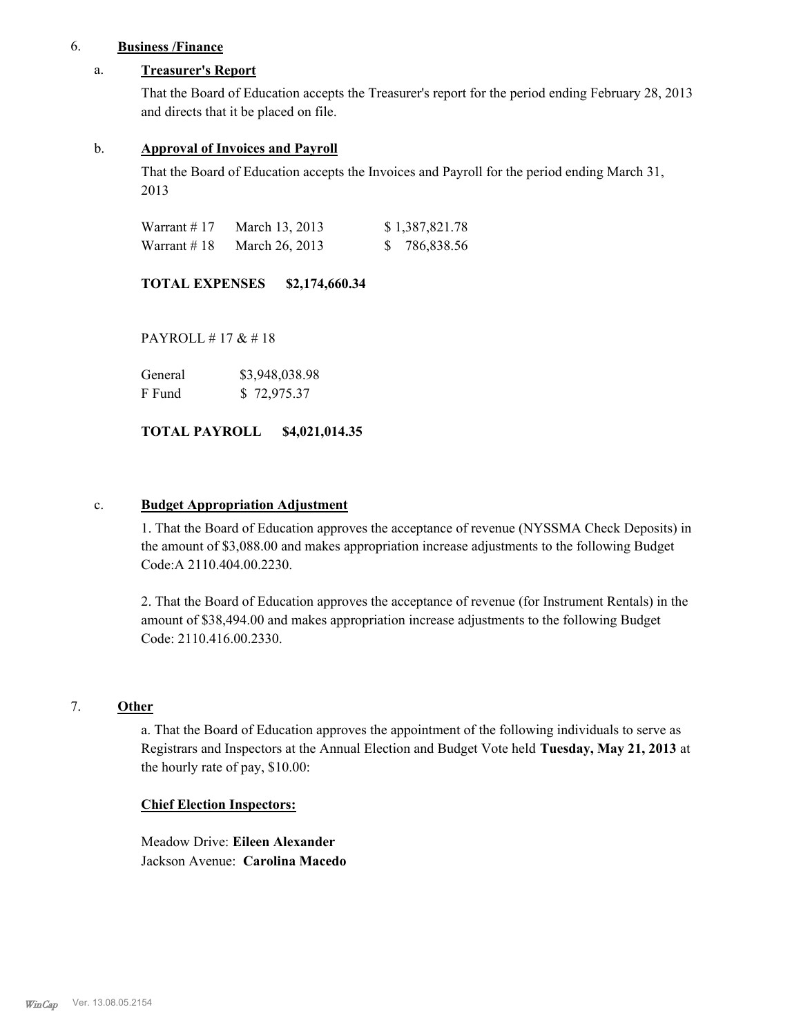6. **Business /Finance**

a. **Treasurer's Report**

That the Board of Education accepts the Treasurer's report for the period ending February 28, 2013 and directs that it be placed on file.

b. **Approval of Invoices and Payroll**

That the Board of Education accepts the Invoices and Payroll for the period ending March 31, 2013

| | | |
|---|---|---|
| Warrant # 17 | March 13, 2013 | $ 1,387,821.78 |
| Warrant # 18 | March 26, 2013 | $ 786,838.56 |

**TOTAL EXPENSES $2,174,660.34**

PAYROLL # 17 & # 18

| | |
|---|---|
| General | $3,948,038.98 |
| F Fund | $ 72,975.37 |

**TOTAL PAYROLL $4,021,014.35**

c. **Budget Appropriation Adjustment**

1. That the Board of Education approves the acceptance of revenue (NYSSMA Check Deposits) in the amount of $3,088.00 and makes appropriation increase adjustments to the following Budget Code:A 2110.404.00.2230.

2. That the Board of Education approves the acceptance of revenue (for Instrument Rentals) in the amount of $38,494.00 and makes appropriation increase adjustments to the following Budget Code: 2110.416.00.2330.

7. **Other**

a. That the Board of Education approves the appointment of the following individuals to serve as Registrars and Inspectors at the Annual Election and Budget Vote held **Tuesday, May 21, 2013** at the hourly rate of pay, $10.00:

**Chief Election Inspectors:**

Meadow Drive: **Eileen Alexander**
Jackson Avenue: **Carolina Macedo**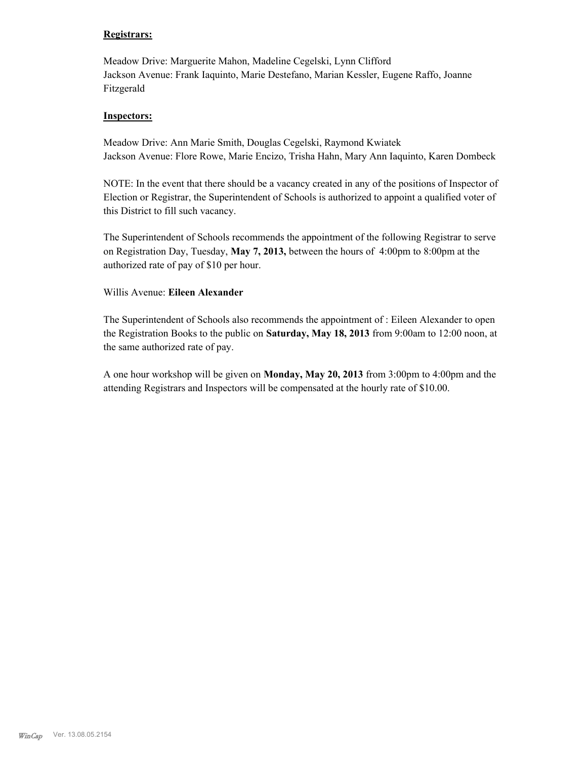**Registrars:**

Meadow Drive: Marguerite Mahon, Madeline Cegelski, Lynn Clifford
Jackson Avenue: Frank Iaquinto, Marie Destefano, Marian Kessler, Eugene Raffo, Joanne Fitzgerald

**Inspectors:**

Meadow Drive: Ann Marie Smith, Douglas Cegelski, Raymond Kwiatek
Jackson Avenue: Flore Rowe, Marie Encizo, Trisha Hahn, Mary Ann Iaquinto, Karen Dombeck

NOTE: In the event that there should be a vacancy created in any of the positions of Inspector of Election or Registrar, the Superintendent of Schools is authorized to appoint a qualified voter of this District to fill such vacancy.

The Superintendent of Schools recommends the appointment of the following Registrar to serve on Registration Day, Tuesday, **May 7, 2013,** between the hours of 4:00pm to 8:00pm at the authorized rate of pay of $10 per hour.

Willis Avenue: **Eileen Alexander**

The Superintendent of Schools also recommends the appointment of : Eileen Alexander to open the Registration Books to the public on **Saturday, May 18, 2013** from 9:00am to 12:00 noon, at the same authorized rate of pay.

A one hour workshop will be given on **Monday, May 20, 2013** from 3:00pm to 4:00pm and the attending Registrars and Inspectors will be compensated at the hourly rate of $10.00.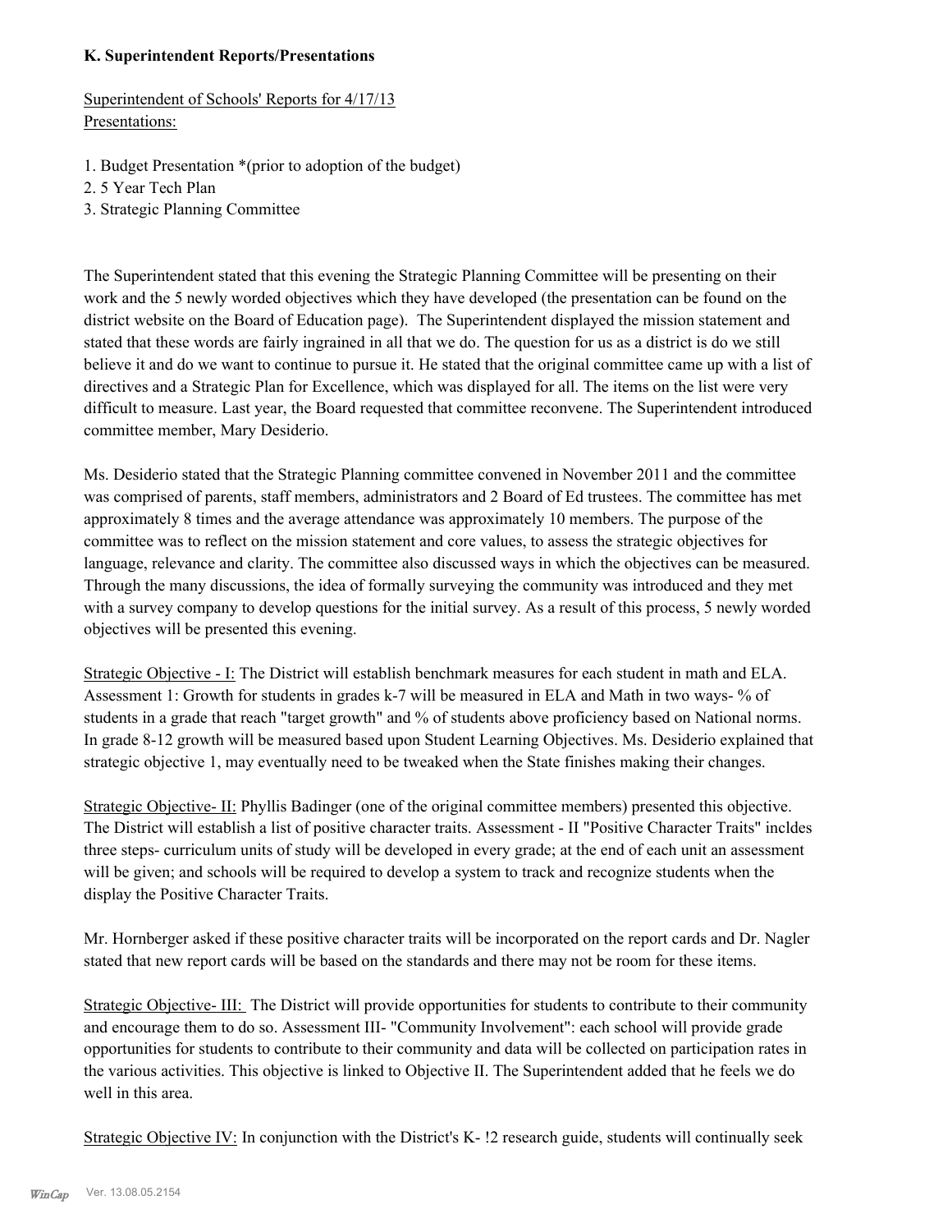**K. Superintendent Reports/Presentations**

Superintendent of Schools' Reports for 4/17/13
Presentations:

1. Budget Presentation *(prior to adoption of the budget)
2. 5 Year Tech Plan
3. Strategic Planning Committee

The Superintendent stated that this evening the Strategic Planning Committee will be presenting on their work and the 5 newly worded objectives which they have developed (the presentation can be found on the district website on the Board of Education page). The Superintendent displayed the mission statement and stated that these words are fairly ingrained in all that we do. The question for us as a district is do we still believe it and do we want to continue to pursue it. He stated that the original committee came up with a list of directives and a Strategic Plan for Excellence, which was displayed for all. The items on the list were very difficult to measure. Last year, the Board requested that committee reconvene. The Superintendent introduced committee member, Mary Desiderio.

Ms. Desiderio stated that the Strategic Planning committee convened in November 2011 and the committee was comprised of parents, staff members, administrators and 2 Board of Ed trustees. The committee has met approximately 8 times and the average attendance was approximately 10 members. The purpose of the committee was to reflect on the mission statement and core values, to assess the strategic objectives for language, relevance and clarity. The committee also discussed ways in which the objectives can be measured. Through the many discussions, the idea of formally surveying the community was introduced and they met with a survey company to develop questions for the initial survey. As a result of this process, 5 newly worded objectives will be presented this evening.

Strategic Objective - I: The District will establish benchmark measures for each student in math and ELA. Assessment 1: Growth for students in grades k-7 will be measured in ELA and Math in two ways- % of students in a grade that reach "target growth" and % of students above proficiency based on National norms. In grade 8-12 growth will be measured based upon Student Learning Objectives. Ms. Desiderio explained that strategic objective 1, may eventually need to be tweaked when the State finishes making their changes.

Strategic Objective- II: Phyllis Badinger (one of the original committee members) presented this objective. The District will establish a list of positive character traits. Assessment - II "Positive Character Traits" incldes three steps- curriculum units of study will be developed in every grade; at the end of each unit an assessment will be given; and schools will be required to develop a system to track and recognize students when the display the Positive Character Traits.

Mr. Hornberger asked if these positive character traits will be incorporated on the report cards and Dr. Nagler stated that new report cards will be based on the standards and there may not be room for these items.

Strategic Objective- III: The District will provide opportunities for students to contribute to their community and encourage them to do so. Assessment III- "Community Involvement": each school will provide grade opportunities for students to contribute to their community and data will be collected on participation rates in the various activities. This objective is linked to Objective II. The Superintendent added that he feels we do well in this area.

Strategic Objective IV: In conjunction with the District's K- !2 research guide, students will continually seek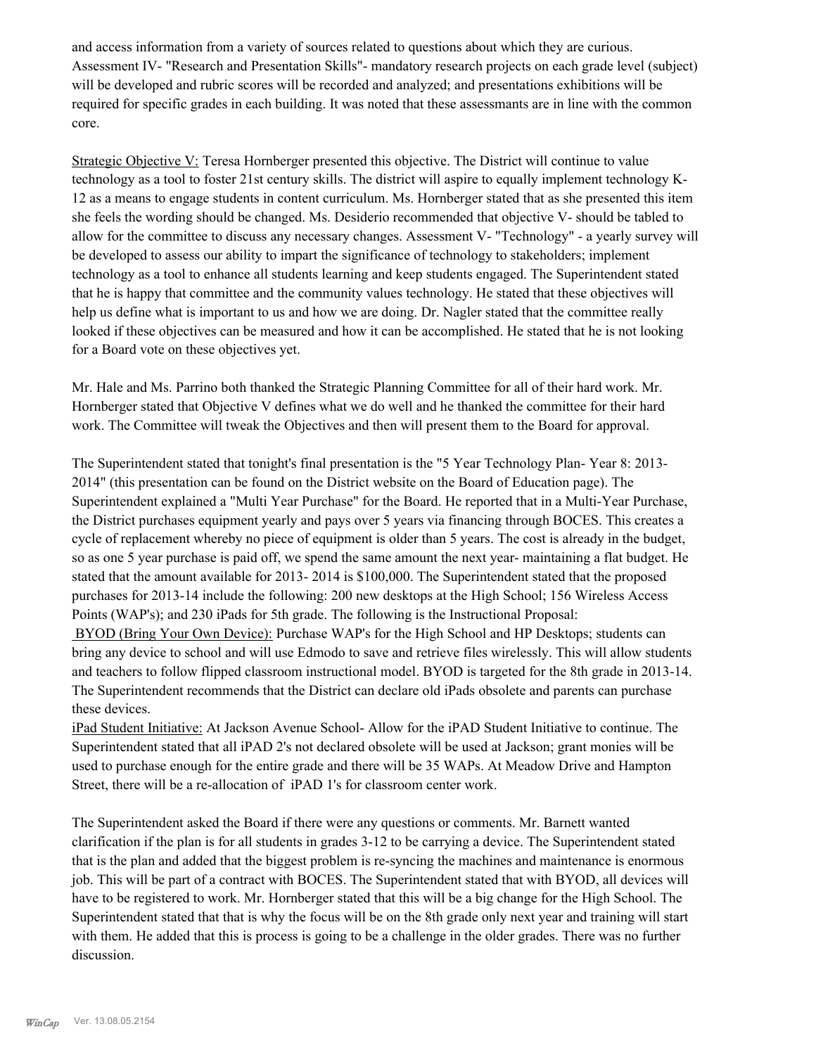and access information from a variety of sources related to questions about which they are curious. Assessment IV- "Research and Presentation Skills"- mandatory research projects on each grade level (subject) will be developed and rubric scores will be recorded and analyzed; and presentations exhibitions will be required for specific grades in each building. It was noted that these assessmants are in line with the common core.

Strategic Objective V: Teresa Hornberger presented this objective. The District will continue to value technology as a tool to foster 21st century skills. The district will aspire to equally implement technology K-12 as a means to engage students in content curriculum. Ms. Hornberger stated that as she presented this item she feels the wording should be changed. Ms. Desiderio recommended that objective V- should be tabled to allow for the committee to discuss any necessary changes. Assessment V- "Technology" - a yearly survey will be developed to assess our ability to impart the significance of technology to stakeholders; implement technology as a tool to enhance all students learning and keep students engaged. The Superintendent stated that he is happy that committee and the community values technology. He stated that these objectives will help us define what is important to us and how we are doing. Dr. Nagler stated that the committee really looked if these objectives can be measured and how it can be accomplished. He stated that he is not looking for a Board vote on these objectives yet.

Mr. Hale and Ms. Parrino both thanked the Strategic Planning Committee for all of their hard work. Mr. Hornberger stated that Objective V defines what we do well and he thanked the committee for their hard work. The Committee will tweak the Objectives and then will present them to the Board for approval.

The Superintendent stated that tonight's final presentation is the "5 Year Technology Plan- Year 8: 2013-2014" (this presentation can be found on the District website on the Board of Education page). The Superintendent explained a "Multi Year Purchase" for the Board. He reported that in a Multi-Year Purchase, the District purchases equipment yearly and pays over 5 years via financing through BOCES. This creates a cycle of replacement whereby no piece of equipment is older than 5 years. The cost is already in the budget, so as one 5 year purchase is paid off, we spend the same amount the next year- maintaining a flat budget. He stated that the amount available for 2013- 2014 is $100,000. The Superintendent stated that the proposed purchases for 2013-14 include the following: 200 new desktops at the High School; 156 Wireless Access Points (WAP's); and 230 iPads for 5th grade. The following is the Instructional Proposal:

BYOD (Bring Your Own Device): Purchase WAP's for the High School and HP Desktops; students can bring any device to school and will use Edmodo to save and retrieve files wirelessly. This will allow students and teachers to follow flipped classroom instructional model. BYOD is targeted for the 8th grade in 2013-14. The Superintendent recommends that the District can declare old iPads obsolete and parents can purchase these devices.

iPad Student Initiative: At Jackson Avenue School- Allow for the iPAD Student Initiative to continue. The Superintendent stated that all iPAD 2's not declared obsolete will be used at Jackson; grant monies will be used to purchase enough for the entire grade and there will be 35 WAPs. At Meadow Drive and Hampton Street, there will be a re-allocation of iPAD 1's for classroom center work.

The Superintendent asked the Board if there were any questions or comments. Mr. Barnett wanted clarification if the plan is for all students in grades 3-12 to be carrying a device. The Superintendent stated that is the plan and added that the biggest problem is re-syncing the machines and maintenance is enormous job. This will be part of a contract with BOCES. The Superintendent stated that with BYOD, all devices will have to be registered to work. Mr. Hornberger stated that this will be a big change for the High School. The Superintendent stated that that is why the focus will be on the 8th grade only next year and training will start with them. He added that this is process is going to be a challenge in the older grades. There was no further discussion.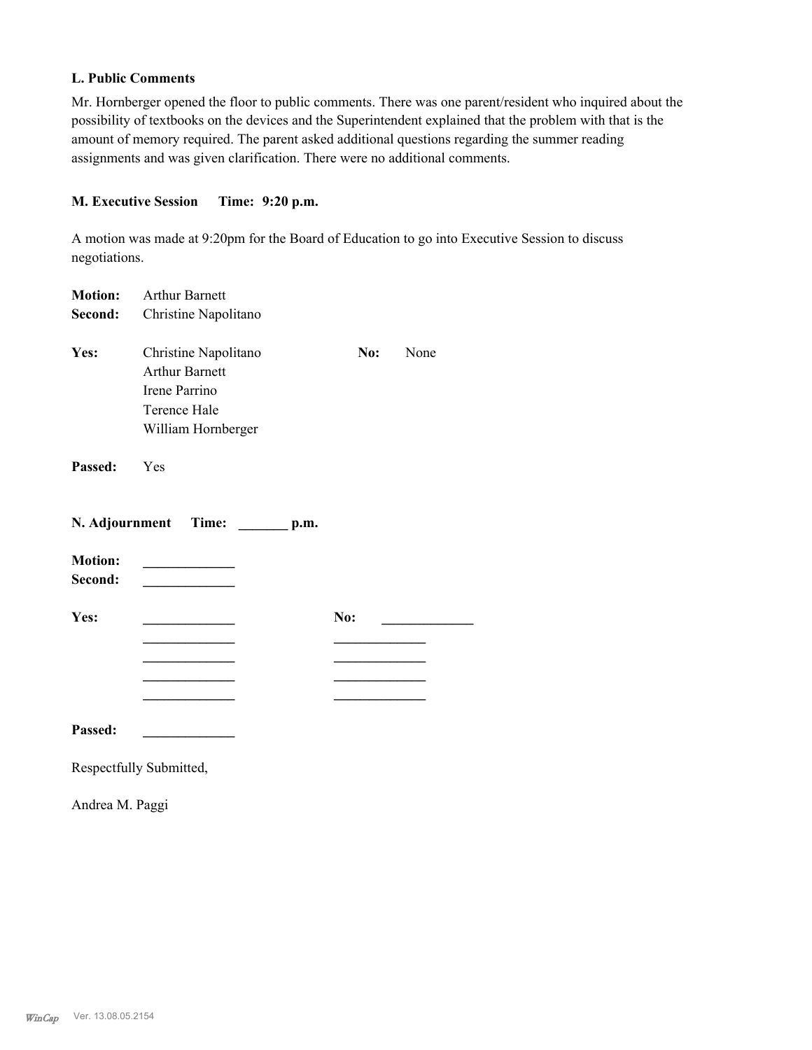**L. Public Comments**

Mr. Hornberger opened the floor to public comments. There was one parent/resident who inquired about the possibility of textbooks on the devices and the Superintendent explained that the problem with that is the amount of memory required. The parent asked additional questions regarding the summer reading assignments and was given clarification. There were no additional comments.

**M. Executive Session Time: 9:20 p.m.**

A motion was made at 9:20pm for the Board of Education to go into Executive Session to discuss negotiations.

**Motion:** Arthur Barnett
**Second:** Christine Napolitano

| | | | |
|---|---|---|---|
| **Yes:** | Christine Napolitano | **No:** | None |
| | Arthur Barnett | | |
| | Irene Parrino | | |
| | Terence Hale | | |
| | William Hornberger | | |

**Passed:** Yes

**N. Adjournment Time: _______ p.m.**

**Motion:** _____________
**Second:** _____________

| | | | |
|---|---|---|---|
| **Yes:** | _____________ | **No:** | _____________ |
| | _____________ | | _____________ |
| | _____________ | | _____________ |
| | _____________ | | _____________ |
| | _____________ | | _____________ |

**Passed:** _____________

Respectfully Submitted,

Andrea M. Paggi